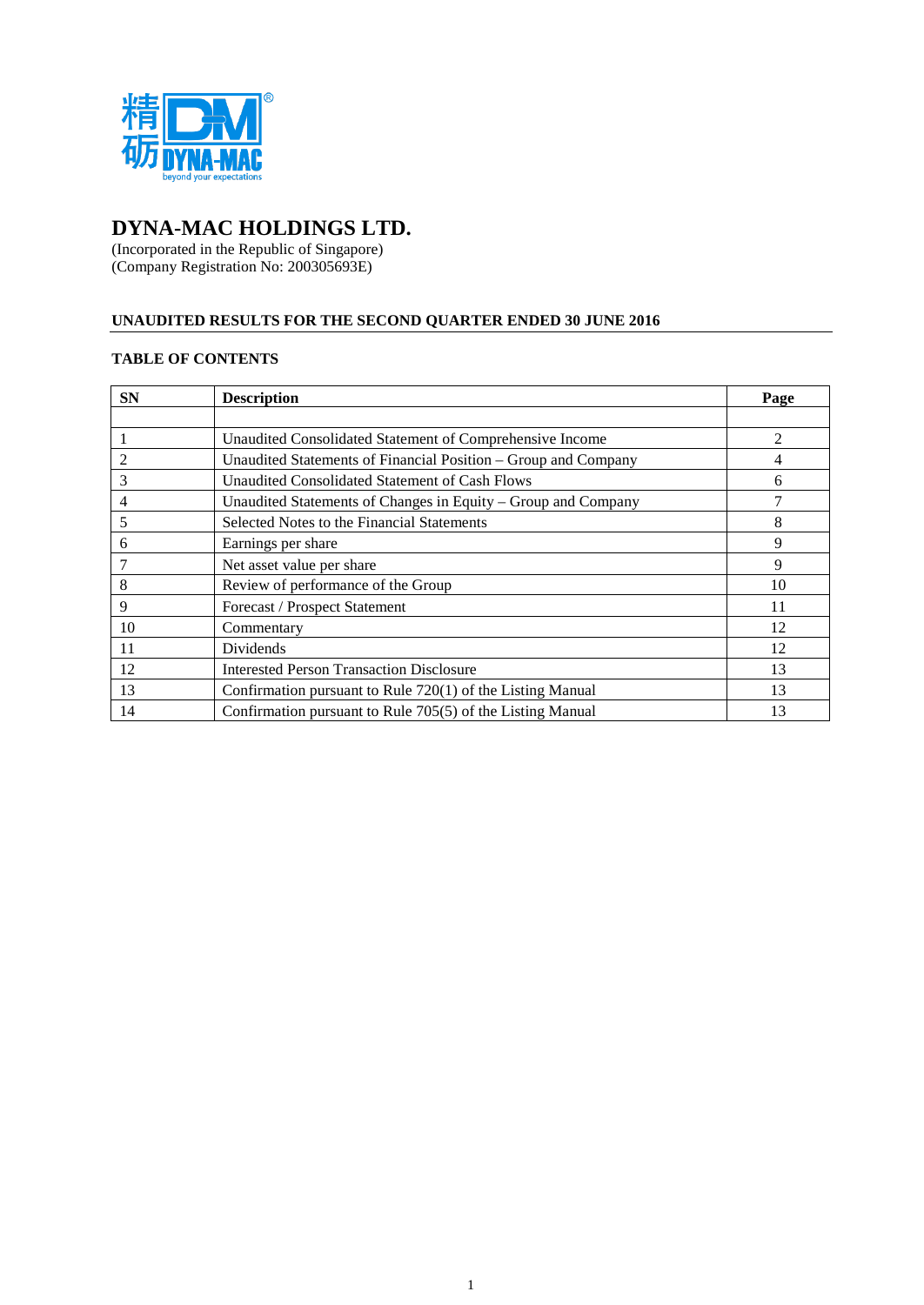# DYNA-MAC HOLDINGS LTD.

(Incorporated in the Republic of Singapore)
(Company Registration No: 200305693E)

## UNAUDITED RESULTS FOR THE SECOND QUARTER ENDED 30 JUNE 2016

### TABLE OF CONTENTS

| SN | Description | Page |
|---|---|---|
| | | |
| 1 | Unaudited Consolidated Statement of Comprehensive Income | 2 |
| 2 | Unaudited Statements of Financial Position – Group and Company | 4 |
| 3 | Unaudited Consolidated Statement of Cash Flows | 6 |
| 4 | Unaudited Statements of Changes in Equity – Group and Company | 7 |
| 5 | Selected Notes to the Financial Statements | 8 |
| 6 | Earnings per share | 9 |
| 7 | Net asset value per share | 9 |
| 8 | Review of performance of the Group | 10 |
| 9 | Forecast / Prospect Statement | 11 |
| 10 | Commentary | 12 |
| 11 | Dividends | 12 |
| 12 | Interested Person Transaction Disclosure | 13 |
| 13 | Confirmation pursuant to Rule 720(1) of the Listing Manual | 13 |
| 14 | Confirmation pursuant to Rule 705(5) of the Listing Manual | 13 |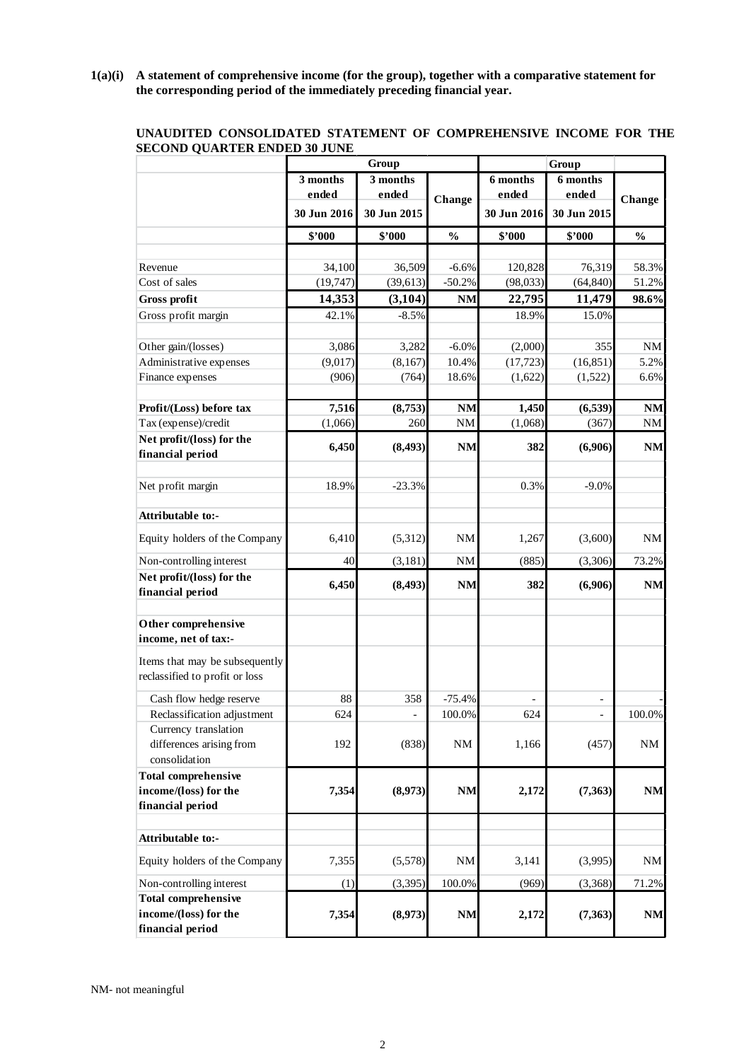**1(a)(i) A statement of comprehensive income (for the group), together with a comparative statement for the corresponding period of the immediately preceding financial year.**

**UNAUDITED CONSOLIDATED STATEMENT OF COMPREHENSIVE INCOME FOR THE SECOND QUARTER ENDED 30 JUNE**

| | Group | | | Group | | |
|---|---|---|---|---|---|---|
| | 3 months ended 30 Jun 2016 | 3 months ended 30 Jun 2015 | Change | 6 months ended 30 Jun 2016 | 6 months ended 30 Jun 2015 | Change |
| | $'000 | $'000 | % | $'000 | $'000 | % |
| Revenue | 34,100 | 36,509 | -6.6% | 120,828 | 76,319 | 58.3% |
| Cost of sales | (19,747) | (39,613) | -50.2% | (98,033) | (64,840) | 51.2% |
| **Gross profit** | **14,353** | **(3,104)** | **NM** | **22,795** | **11,479** | **98.6%** |
| Gross profit margin | 42.1% | -8.5% | | 18.9% | 15.0% | |
| Other gain/(losses) | 3,086 | 3,282 | -6.0% | (2,000) | 355 | NM |
| Administrative expenses | (9,017) | (8,167) | 10.4% | (17,723) | (16,851) | 5.2% |
| Finance expenses | (906) | (764) | 18.6% | (1,622) | (1,522) | 6.6% |
| **Profit/(Loss) before tax** | **7,516** | **(8,753)** | **NM** | **1,450** | **(6,539)** | **NM** |
| Tax (expense)/credit | (1,066) | 260 | NM | (1,068) | (367) | NM |
| **Net profit/(loss) for the financial period** | **6,450** | **(8,493)** | **NM** | **382** | **(6,906)** | **NM** |
| Net profit margin | 18.9% | -23.3% | | 0.3% | -9.0% | |
| **Attributable to:-** | | | | | | |
| Equity holders of the Company | 6,410 | (5,312) | NM | 1,267 | (3,600) | NM |
| Non-controlling interest | 40 | (3,181) | NM | (885) | (3,306) | 73.2% |
| **Net profit/(loss) for the financial period** | **6,450** | **(8,493)** | **NM** | **382** | **(6,906)** | **NM** |
| **Other comprehensive income, net of tax:-** | | | | | | |
| Items that may be subsequently reclassified to profit or loss | | | | | | |
| Cash flow hedge reserve | 88 | 358 | -75.4% | - | - | - |
| Reclassification adjustment | 624 | - | 100.0% | 624 | - | 100.0% |
| Currency translation differences arising from consolidation | 192 | (838) | NM | 1,166 | (457) | NM |
| **Total comprehensive income/(loss) for the financial period** | **7,354** | **(8,973)** | **NM** | **2,172** | **(7,363)** | **NM** |
| **Attributable to:-** | | | | | | |
| Equity holders of the Company | 7,355 | (5,578) | NM | 3,141 | (3,995) | NM |
| Non-controlling interest | (1) | (3,395) | 100.0% | (969) | (3,368) | 71.2% |
| **Total comprehensive income/(loss) for the financial period** | **7,354** | **(8,973)** | **NM** | **2,172** | **(7,363)** | **NM** |

NM- not meaningful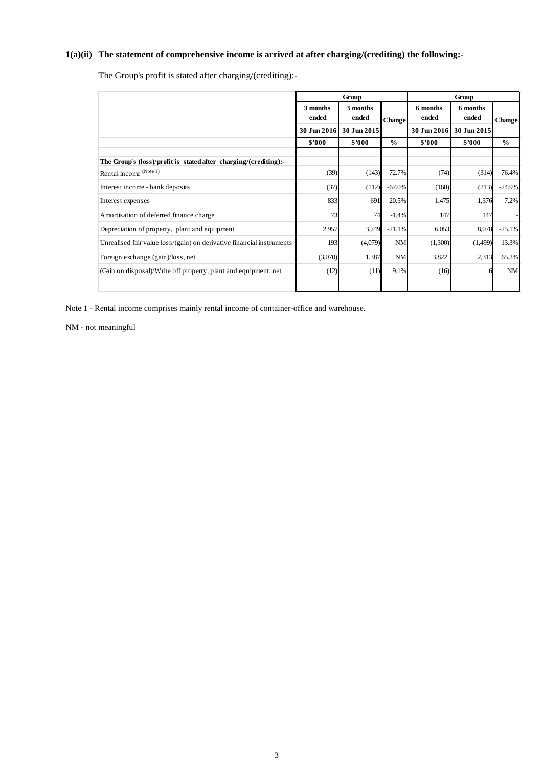### 1(a)(ii) The statement of comprehensive income is arrived at after charging/(crediting) the following:-

The Group's profit is stated after charging/(crediting):-

| | Group | | | Group | | |
|---|---|---|---|---|---|---|
| | 3 months ended | 3 months ended | Change | 6 months ended | 6 months ended | Change |
| | 30 Jun 2016 | 30 Jun 2015 | | 30 Jun 2016 | 30 Jun 2015 | |
| | $'000 | $'000 | % | $'000 | $'000 | % |
| **The Group's (loss)/profit is stated after charging/(crediting):-** | | | | | | |
| Rental income (Note 1) | (39) | (143) | -72.7% | (74) | (314) | -76.4% |
| Interest income - bank deposits | (37) | (112) | -67.0% | (160) | (213) | -24.9% |
| Interest expenses | 833 | 691 | 20.5% | 1,475 | 1,376 | 7.2% |
| Amortisation of deferred finance charge | 73 | 74 | -1.4% | 147 | 147 | - |
| Depreciation of property, plant and equipment | 2,957 | 3,749 | -21.1% | 6,053 | 8,078 | -25.1% |
| Unrealised fair value loss/(gain) on derivative financial instruments | 193 | (4,079) | NM | (1,300) | (1,499) | 13.3% |
| Foreign exchange (gain)/loss, net | (3,070) | 1,387 | NM | 3,822 | 2,313 | 65.2% |
| (Gain on disposal)/Write off property, plant and equipment, net | (12) | (11) | 9.1% | (16) | 6 | NM |

Note 1 - Rental income comprises mainly rental income of container-office and warehouse.

NM - not meaningful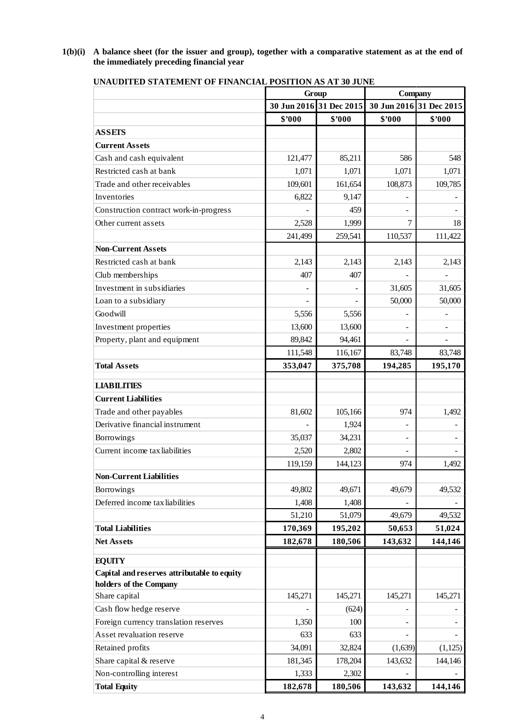**1(b)(i) A balance sheet (for the issuer and group), together with a comparative statement as at the end of the immediately preceding financial year**

**UNAUDITED STATEMENT OF FINANCIAL POSITION AS AT 30 JUNE**

| | Group | | Company | |
|---|---|---|---|---|
| | 30 Jun 2016 | 31 Dec 2015 | 30 Jun 2016 | 31 Dec 2015 |
| | $'000 | $'000 | $'000 | $'000 |
| **ASSETS** | | | | |
| **Current Assets** | | | | |
| Cash and cash equivalent | 121,477 | 85,211 | 586 | 548 |
| Restricted cash at bank | 1,071 | 1,071 | 1,071 | 1,071 |
| Trade and other receivables | 109,601 | 161,654 | 108,873 | 109,785 |
| Inventories | 6,822 | 9,147 | - | - |
| Construction contract work-in-progress | - | 459 | - | - |
| Other current assets | 2,528 | 1,999 | 7 | 18 |
| | 241,499 | 259,541 | 110,537 | 111,422 |
| **Non-Current Assets** | | | | |
| Restricted cash at bank | 2,143 | 2,143 | 2,143 | 2,143 |
| Club memberships | 407 | 407 | - | - |
| Investment in subsidiaries | - | - | 31,605 | 31,605 |
| Loan to a subsidiary | - | - | 50,000 | 50,000 |
| Goodwill | 5,556 | 5,556 | - | - |
| Investment properties | 13,600 | 13,600 | - | - |
| Property, plant and equipment | 89,842 | 94,461 | - | - |
| | 111,548 | 116,167 | 83,748 | 83,748 |
| **Total Assets** | **353,047** | **375,708** | **194,285** | **195,170** |
| **LIABILITIES** | | | | |
| **Current Liabilities** | | | | |
| Trade and other payables | 81,602 | 105,166 | 974 | 1,492 |
| Derivative financial instrument | - | 1,924 | - | - |
| Borrowings | 35,037 | 34,231 | - | - |
| Current income tax liabilities | 2,520 | 2,802 | - | - |
| | 119,159 | 144,123 | 974 | 1,492 |
| **Non-Current Liabilities** | | | | |
| Borrowings | 49,802 | 49,671 | 49,679 | 49,532 |
| Deferred income tax liabilities | 1,408 | 1,408 | - | - |
| | 51,210 | 51,079 | 49,679 | 49,532 |
| **Total Liabilities** | **170,369** | **195,202** | **50,653** | **51,024** |
| **Net Assets** | **182,678** | **180,506** | **143,632** | **144,146** |
| **EQUITY** | | | | |
| **Capital and reserves attributable to equity holders of the Company** | | | | |
| Share capital | 145,271 | 145,271 | 145,271 | 145,271 |
| Cash flow hedge reserve | - | (624) | - | - |
| Foreign currency translation reserves | 1,350 | 100 | - | - |
| Asset revaluation reserve | 633 | 633 | - | - |
| Retained profits | 34,091 | 32,824 | (1,639) | (1,125) |
| Share capital & reserve | 181,345 | 178,204 | 143,632 | 144,146 |
| Non-controlling interest | 1,333 | 2,302 | - | - |
| **Total Equity** | **182,678** | **180,506** | **143,632** | **144,146** |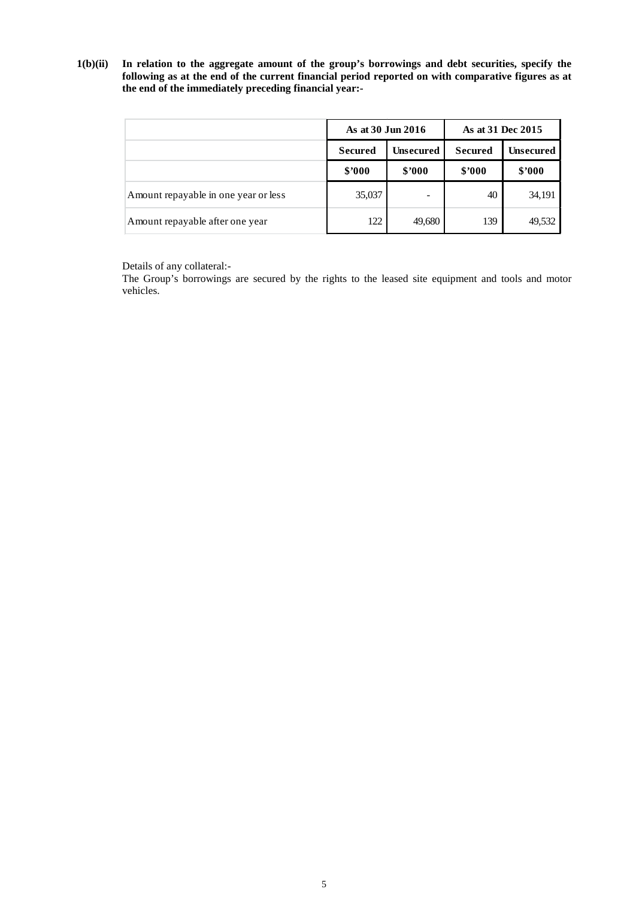**1(b)(ii) In relation to the aggregate amount of the group's borrowings and debt securities, specify the following as at the end of the current financial period reported on with comparative figures as at the end of the immediately preceding financial year:-**

| | As at 30 Jun 2016 | | As at 31 Dec 2015 | |
|---|---|---|---|---|
| | **Secured** | **Unsecured** | **Secured** | **Unsecured** |
| | **$'000** | **$'000** | **$'000** | **$'000** |
| Amount repayable in one year or less | 35,037 | - | 40 | 34,191 |
| Amount repayable after one year | 122 | 49,680 | 139 | 49,532 |

Details of any collateral:-
The Group's borrowings are secured by the rights to the leased site equipment and tools and motor vehicles.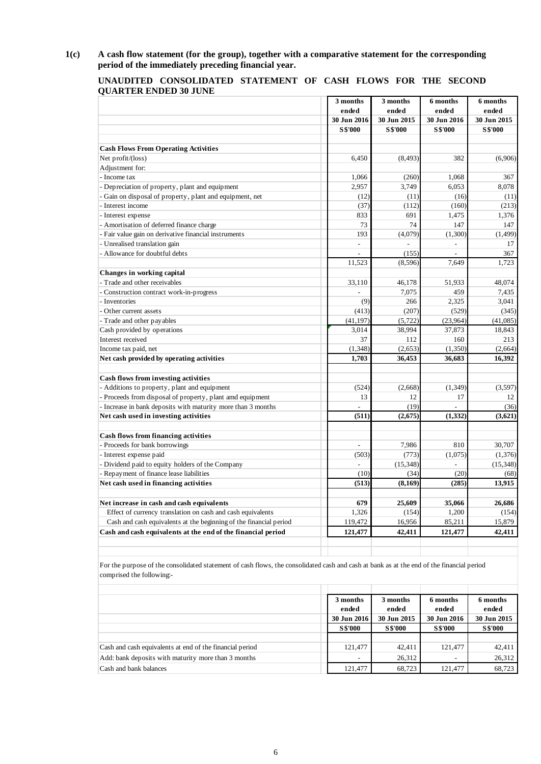**1(c) A cash flow statement (for the group), together with a comparative statement for the corresponding period of the immediately preceding financial year.**

**UNAUDITED CONSOLIDATED STATEMENT OF CASH FLOWS FOR THE SECOND QUARTER ENDED 30 JUNE**

| | 3 months ended 30 Jun 2016 | 3 months ended 30 Jun 2015 | 6 months ended 30 Jun 2016 | 6 months ended 30 Jun 2015 |
|---|---|---|---|---|
| | S$'000 | S$'000 | S$'000 | S$'000 |
| **Cash Flows From Operating Activities** | | | | |
| Net profit/(loss) | 6,450 | (8,493) | 382 | (6,906) |
| Adjustment for: | | | | |
| - Income tax | 1,066 | (260) | 1,068 | 367 |
| - Depreciation of property, plant and equipment | 2,957 | 3,749 | 6,053 | 8,078 |
| - Gain on disposal of property, plant and equipment, net | (12) | (11) | (16) | (11) |
| - Interest income | (37) | (112) | (160) | (213) |
| - Interest expense | 833 | 691 | 1,475 | 1,376 |
| - Amortisation of deferred finance charge | 73 | 74 | 147 | 147 |
| - Fair value gain on derivative financial instruments | 193 | (4,079) | (1,300) | (1,499) |
| - Unrealised translation gain | - | - | - | 17 |
| - Allowance for doubtful debts | - | (155) | - | 367 |
| | 11,523 | (8,596) | 7,649 | 1,723 |
| **Changes in working capital** | | | | |
| - Trade and other receivables | 33,110 | 46,178 | 51,933 | 48,074 |
| - Construction contract work-in-progress | - | 7,075 | 459 | 7,435 |
| - Inventories | (9) | 266 | 2,325 | 3,041 |
| - Other current assets | (413) | (207) | (529) | (345) |
| - Trade and other payables | (41,197) | (5,722) | (23,964) | (41,085) |
| Cash provided by operations | 3,014 | 38,994 | 37,873 | 18,843 |
| Interest received | 37 | 112 | 160 | 213 |
| Income tax paid, net | (1,348) | (2,653) | (1,350) | (2,664) |
| **Net cash provided by operating activities** | **1,703** | **36,453** | **36,683** | **16,392** |
| **Cash flows from investing activities** | | | | |
| - Additions to property, plant and equipment | (524) | (2,668) | (1,349) | (3,597) |
| - Proceeds from disposal of property, plant amd equipment | 13 | 12 | 17 | 12 |
| - Increase in bank deposits with maturity more than 3 months | - | (19) | - | (36) |
| **Net cash used in investing activities** | **(511)** | **(2,675)** | **(1,332)** | **(3,621)** |
| **Cash flows from financing activities** | | | | |
| - Proceeds for bank borrowings | - | 7,986 | 810 | 30,707 |
| - Interest expense paid | (503) | (773) | (1,075) | (1,376) |
| - Dividend paid to equity holders of the Company | - | (15,348) | - | (15,348) |
| - Repayment of finance lease liabilities | (10) | (34) | (20) | (68) |
| **Net cash used in financing activities** | **(513)** | **(8,169)** | **(285)** | **13,915** |
| **Net increase in cash and cash equivalents** | **679** | **25,609** | **35,066** | **26,686** |
| Effect of currency translation on cash and cash equivalents | 1,326 | (154) | 1,200 | (154) |
| Cash and cash equivalents at the beginning of the financial period | 119,472 | 16,956 | 85,211 | 15,879 |
| **Cash and cash equivalents at the end of the financial period** | **121,477** | **42,411** | **121,477** | **42,411** |

For the purpose of the consolidated statement of cash flows, the consolidated cash and cash at bank as at the end of the financial period comprised the following:-

| | 3 months ended 30 Jun 2016 | 3 months ended 30 Jun 2015 | 6 months ended 30 Jun 2016 | 6 months ended 30 Jun 2015 |
|---|---|---|---|---|
| | S$'000 | S$'000 | S$'000 | S$'000 |
| Cash and cash equivalents at end of the financial period | 121,477 | 42,411 | 121,477 | 42,411 |
| Add: bank deposits with maturity more than 3 months | - | 26,312 | - | 26,312 |
| Cash and bank balances | 121,477 | 68,723 | 121,477 | 68,723 |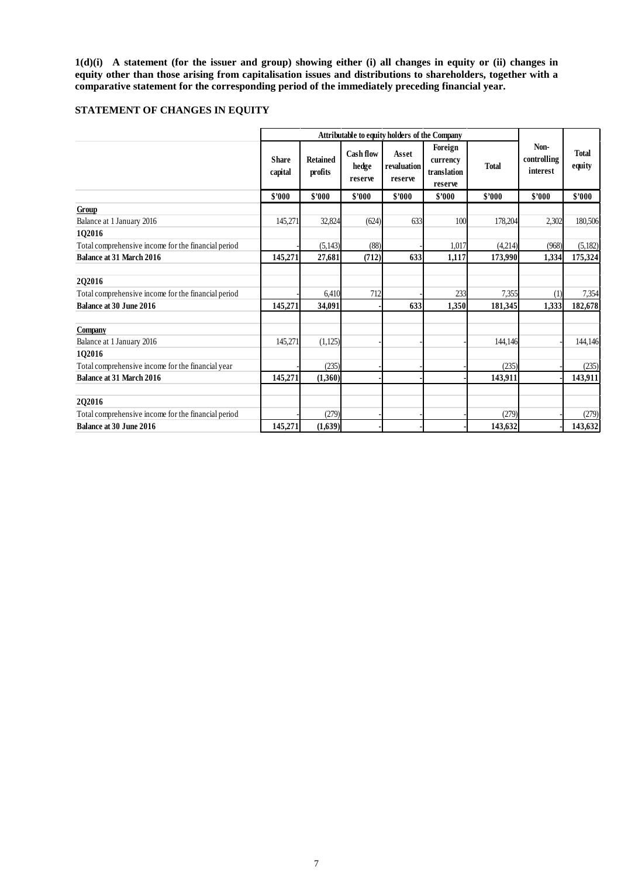**1(d)(i) A statement (for the issuer and group) showing either (i) all changes in equity or (ii) changes in equity other than those arising from capitalisation issues and distributions to shareholders, together with a comparative statement for the corresponding period of the immediately preceding financial year.**

**STATEMENT OF CHANGES IN EQUITY**

| | Attributable to equity holders of the Company | | | | | | | |
|---|---|---|---|---|---|---|---|---|
| | Share capital | Retained profits | Cash flow hedge reserve | Asset revaluation reserve | Foreign currency translation reserve | Total | Non-controlling interest | Total equity |
| | $'000 | $'000 | $'000 | $'000 | $'000 | $'000 | $'000 | $'000 |
| **Group** | | | | | | | | |
| Balance at 1 January 2016 | 145,271 | 32,824 | (624) | 633 | 100 | 178,204 | 2,302 | 180,506 |
| **1Q2016** | | | | | | | | |
| Total comprehensive income for the financial period | - | (5,143) | (88) | - | 1,017 | (4,214) | (968) | (5,182) |
| **Balance at 31 March 2016** | **145,271** | **27,681** | **(712)** | **633** | **1,117** | **173,990** | **1,334** | **175,324** |
| | | | | | | | | |
| **2Q2016** | | | | | | | | |
| Total comprehensive income for the financial period | - | 6,410 | 712 | - | 233 | 7,355 | (1) | 7,354 |
| **Balance at 30 June 2016** | **145,271** | **34,091** | **-** | **633** | **1,350** | **181,345** | **1,333** | **182,678** |
| | | | | | | | | |
| **Company** | | | | | | | | |
| Balance at 1 January 2016 | 145,271 | (1,125) | - | - | - | 144,146 | - | 144,146 |
| **1Q2016** | | | | | | | | |
| Total comprehensive income for the financial year | - | (235) | - | - | - | (235) | - | (235) |
| **Balance at 31 March 2016** | **145,271** | **(1,360)** | **-** | **-** | **-** | **143,911** | **-** | **143,911** |
| | | | | | | | | |
| **2Q2016** | | | | | | | | |
| Total comprehensive income for the financial period | - | (279) | - | - | - | (279) | - | (279) |
| **Balance at 30 June 2016** | **145,271** | **(1,639)** | **-** | **-** | **-** | **143,632** | **-** | **143,632** |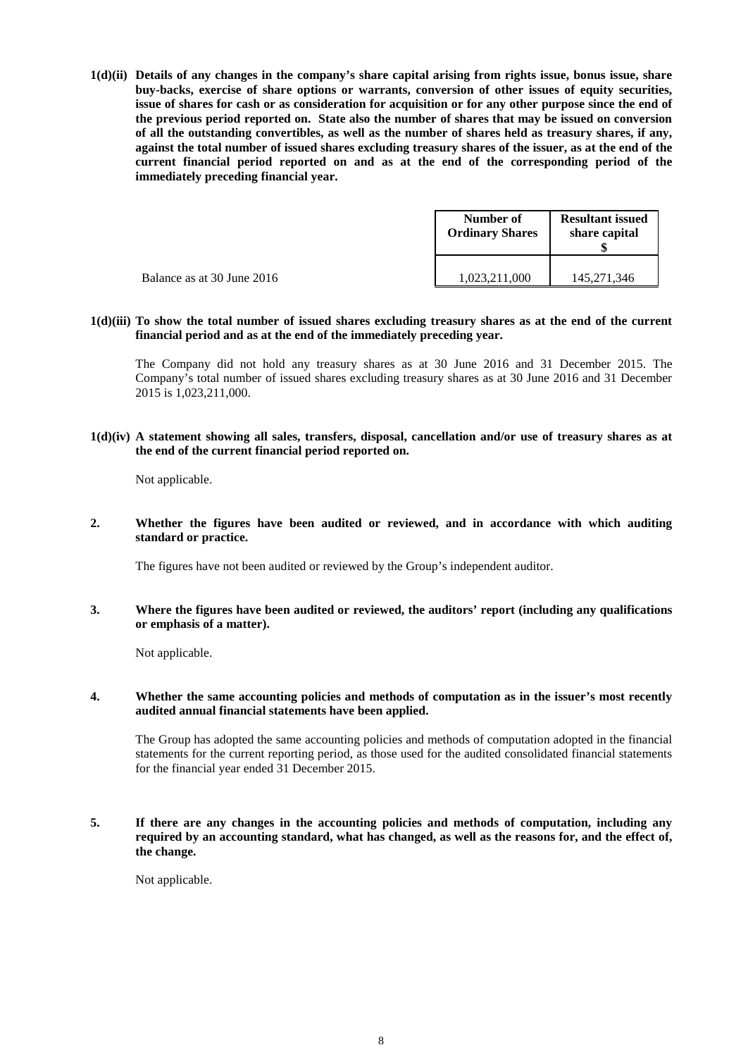**1(d)(ii) Details of any changes in the company's share capital arising from rights issue, bonus issue, share buy-backs, exercise of share options or warrants, conversion of other issues of equity securities, issue of shares for cash or as consideration for acquisition or for any other purpose since the end of the previous period reported on. State also the number of shares that may be issued on conversion of all the outstanding convertibles, as well as the number of shares held as treasury shares, if any, against the total number of issued shares excluding treasury shares of the issuer, as at the end of the current financial period reported on and as at the end of the corresponding period of the immediately preceding financial year.**

| | Number of Ordinary Shares | Resultant issued share capital $ |
|---|---|---|
| Balance as at 30 June 2016 | 1,023,211,000 | 145,271,346 |

**1(d)(iii) To show the total number of issued shares excluding treasury shares as at the end of the current financial period and as at the end of the immediately preceding year.**

The Company did not hold any treasury shares as at 30 June 2016 and 31 December 2015. The Company's total number of issued shares excluding treasury shares as at 30 June 2016 and 31 December 2015 is 1,023,211,000.

**1(d)(iv) A statement showing all sales, transfers, disposal, cancellation and/or use of treasury shares as at the end of the current financial period reported on.**

Not applicable.

**2. Whether the figures have been audited or reviewed, and in accordance with which auditing standard or practice.**

The figures have not been audited or reviewed by the Group's independent auditor.

**3. Where the figures have been audited or reviewed, the auditors' report (including any qualifications or emphasis of a matter).**

Not applicable.

**4. Whether the same accounting policies and methods of computation as in the issuer's most recently audited annual financial statements have been applied.**

The Group has adopted the same accounting policies and methods of computation adopted in the financial statements for the current reporting period, as those used for the audited consolidated financial statements for the financial year ended 31 December 2015.

**5. If there are any changes in the accounting policies and methods of computation, including any required by an accounting standard, what has changed, as well as the reasons for, and the effect of, the change.**

Not applicable.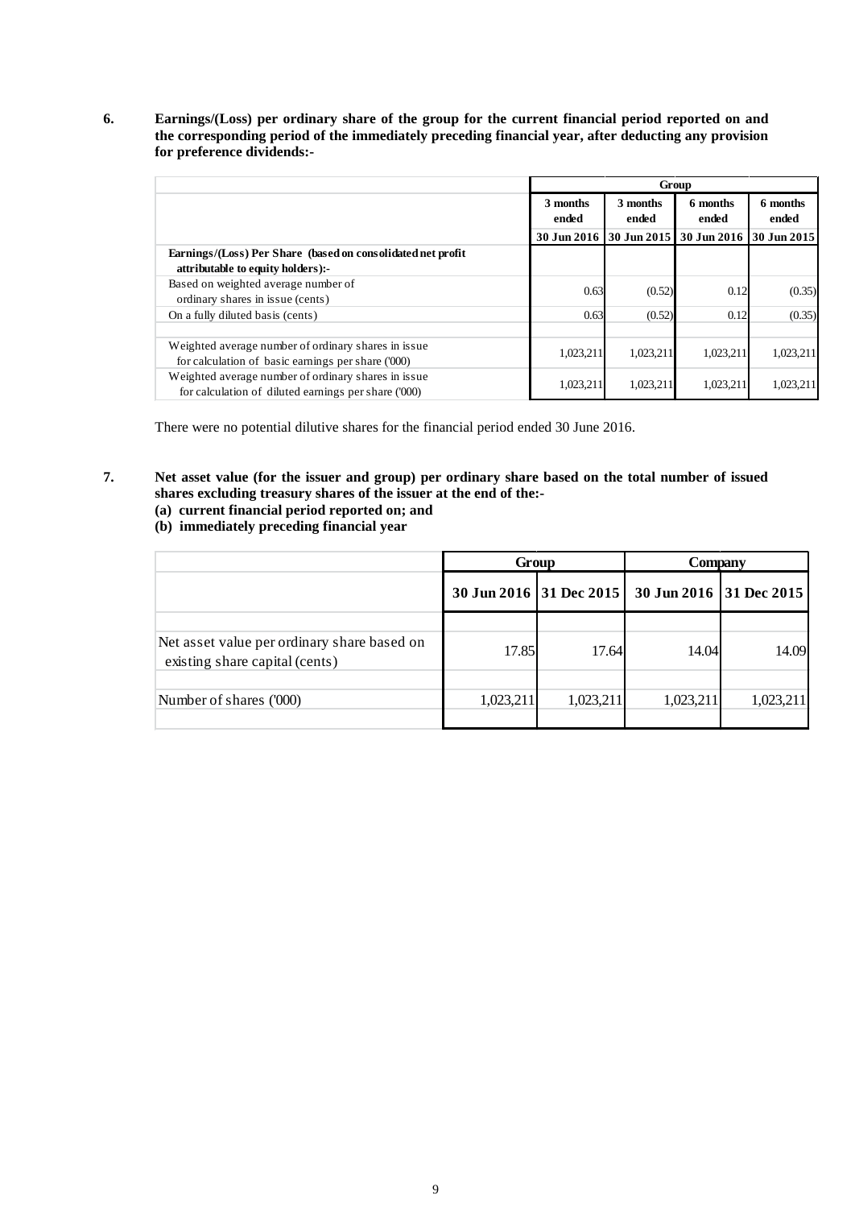**6. Earnings/(Loss) per ordinary share of the group for the current financial period reported on and the corresponding period of the immediately preceding financial year, after deducting any provision for preference dividends:-**

| | Group | | | |
|---|---|---|---|---|
| | 3 months ended | 3 months ended | 6 months ended | 6 months ended |
| | 30 Jun 2016 | 30 Jun 2015 | 30 Jun 2016 | 30 Jun 2015 |
| **Earnings/(Loss) Per Share (based on consolidated net profit attributable to equity holders):-** | | | | |
| Based on weighted average number of ordinary shares in issue (cents) | 0.63 | (0.52) | 0.12 | (0.35) |
| On a fully diluted basis (cents) | 0.63 | (0.52) | 0.12 | (0.35) |
| | | | | |
| Weighted average number of ordinary shares in issue for calculation of basic earnings per share ('000) | 1,023,211 | 1,023,211 | 1,023,211 | 1,023,211 |
| Weighted average number of ordinary shares in issue for calculation of diluted earnings per share ('000) | 1,023,211 | 1,023,211 | 1,023,211 | 1,023,211 |

There were no potential dilutive shares for the financial period ended 30 June 2016.

**7. Net asset value (for the issuer and group) per ordinary share based on the total number of issued shares excluding treasury shares of the issuer at the end of the:-**
**(a) current financial period reported on; and**
**(b) immediately preceding financial year**

| | Group | | Company | |
|---|---|---|---|---|
| | 30 Jun 2016 | 31 Dec 2015 | 30 Jun 2016 | 31 Dec 2015 |
| | | | | |
| Net asset value per ordinary share based on existing share capital (cents) | 17.85 | 17.64 | 14.04 | 14.09 |
| | | | | |
| Number of shares ('000) | 1,023,211 | 1,023,211 | 1,023,211 | 1,023,211 |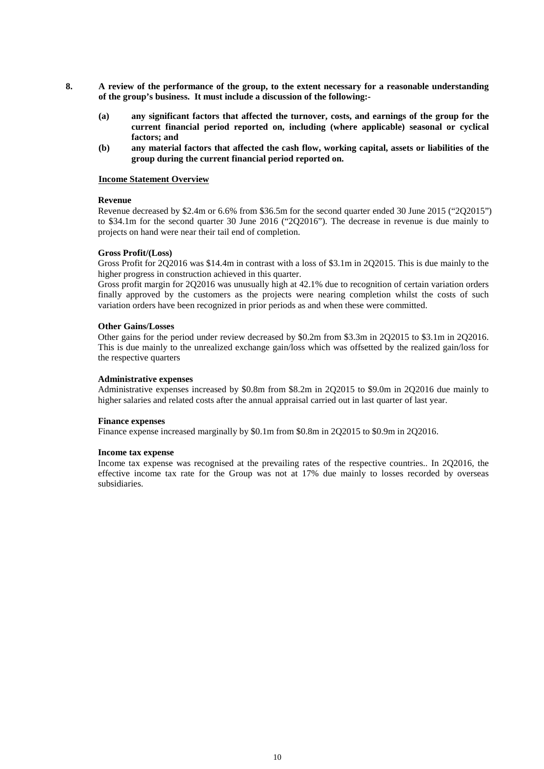**8. A review of the performance of the group, to the extent necessary for a reasonable understanding of the group's business. It must include a discussion of the following:-**

**(a) any significant factors that affected the turnover, costs, and earnings of the group for the current financial period reported on, including (where applicable) seasonal or cyclical factors; and**

**(b) any material factors that affected the cash flow, working capital, assets or liabilities of the group during the current financial period reported on.**

**<u>Income Statement Overview</u>**

**Revenue**

Revenue decreased by $2.4m or 6.6% from $36.5m for the second quarter ended 30 June 2015 ("2Q2015") to $34.1m for the second quarter 30 June 2016 ("2Q2016"). The decrease in revenue is due mainly to projects on hand were near their tail end of completion.

**Gross Profit/(Loss)**

Gross Profit for 2Q2016 was $14.4m in contrast with a loss of $3.1m in 2Q2015. This is due mainly to the higher progress in construction achieved in this quarter.

Gross profit margin for 2Q2016 was unusually high at 42.1% due to recognition of certain variation orders finally approved by the customers as the projects were nearing completion whilst the costs of such variation orders have been recognized in prior periods as and when these were committed.

**Other Gains/Losses**

Other gains for the period under review decreased by $0.2m from $3.3m in 2Q2015 to $3.1m in 2Q2016. This is due mainly to the unrealized exchange gain/loss which was offsetted by the realized gain/loss for the respective quarters

**Administrative expenses**

Administrative expenses increased by $0.8m from $8.2m in 2Q2015 to $9.0m in 2Q2016 due mainly to higher salaries and related costs after the annual appraisal carried out in last quarter of last year.

**Finance expenses**

Finance expense increased marginally by $0.1m from $0.8m in 2Q2015 to $0.9m in 2Q2016.

**Income tax expense**

Income tax expense was recognised at the prevailing rates of the respective countries.. In 2Q2016, the effective income tax rate for the Group was not at 17% due mainly to losses recorded by overseas subsidiaries.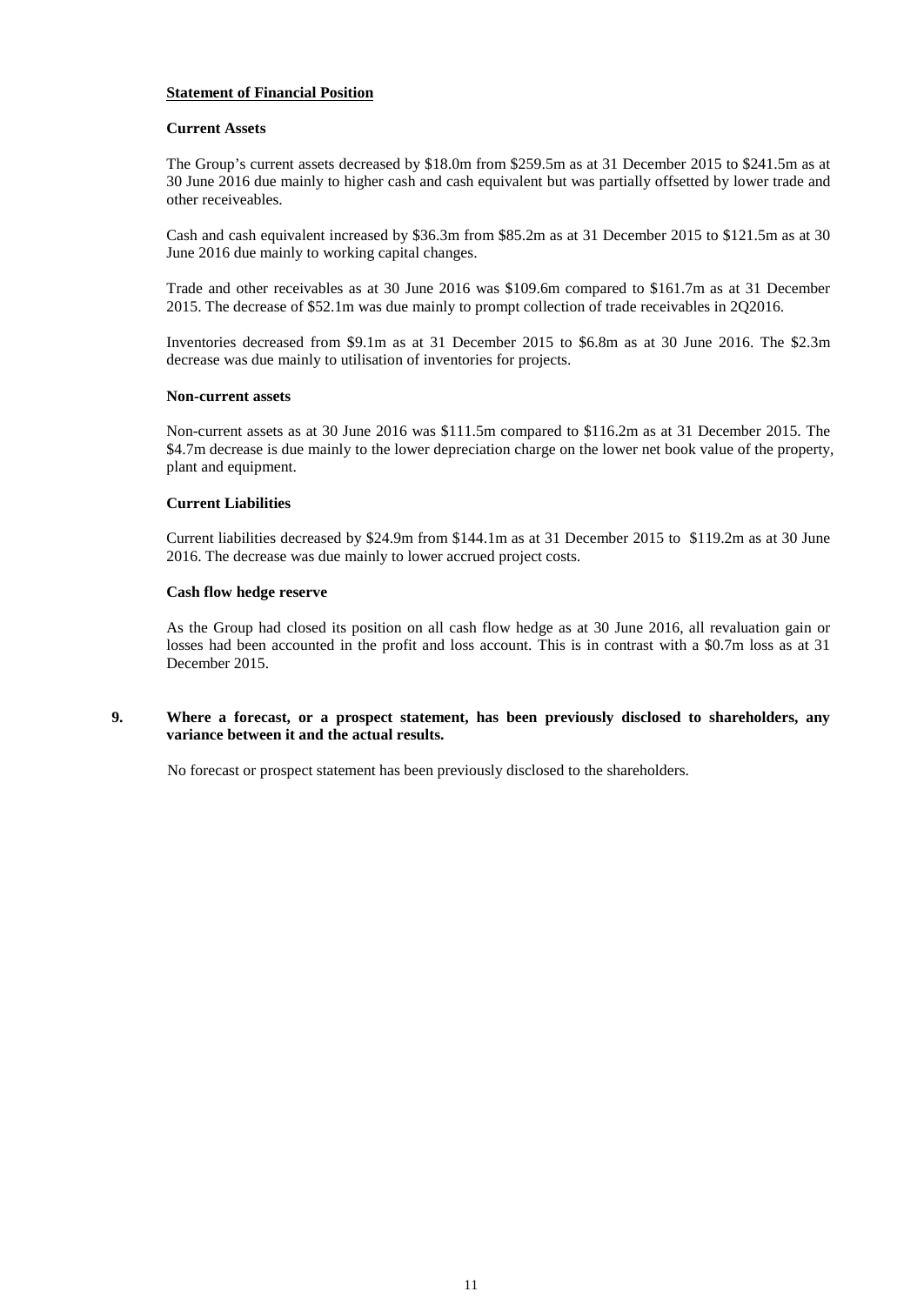**Statement of Financial Position**

**Current Assets**

The Group's current assets decreased by $18.0m from $259.5m as at 31 December 2015 to $241.5m as at 30 June 2016 due mainly to higher cash and cash equivalent but was partially offsetted by lower trade and other receiveables.

Cash and cash equivalent increased by $36.3m from $85.2m as at 31 December 2015 to $121.5m as at 30 June 2016 due mainly to working capital changes.

Trade and other receivables as at 30 June 2016 was $109.6m compared to $161.7m as at 31 December 2015. The decrease of $52.1m was due mainly to prompt collection of trade receivables in 2Q2016.

Inventories decreased from $9.1m as at 31 December 2015 to $6.8m as at 30 June 2016. The $2.3m decrease was due mainly to utilisation of inventories for projects.

**Non-current assets**

Non-current assets as at 30 June 2016 was $111.5m compared to $116.2m as at 31 December 2015. The $4.7m decrease is due mainly to the lower depreciation charge on the lower net book value of the property, plant and equipment.

**Current Liabilities**

Current liabilities decreased by $24.9m from $144.1m as at 31 December 2015 to $119.2m as at 30 June 2016. The decrease was due mainly to lower accrued project costs.

**Cash flow hedge reserve**

As the Group had closed its position on all cash flow hedge as at 30 June 2016, all revaluation gain or losses had been accounted in the profit and loss account. This is in contrast with a $0.7m loss as at 31 December 2015.

**9. Where a forecast, or a prospect statement, has been previously disclosed to shareholders, any variance between it and the actual results.**

No forecast or prospect statement has been previously disclosed to the shareholders.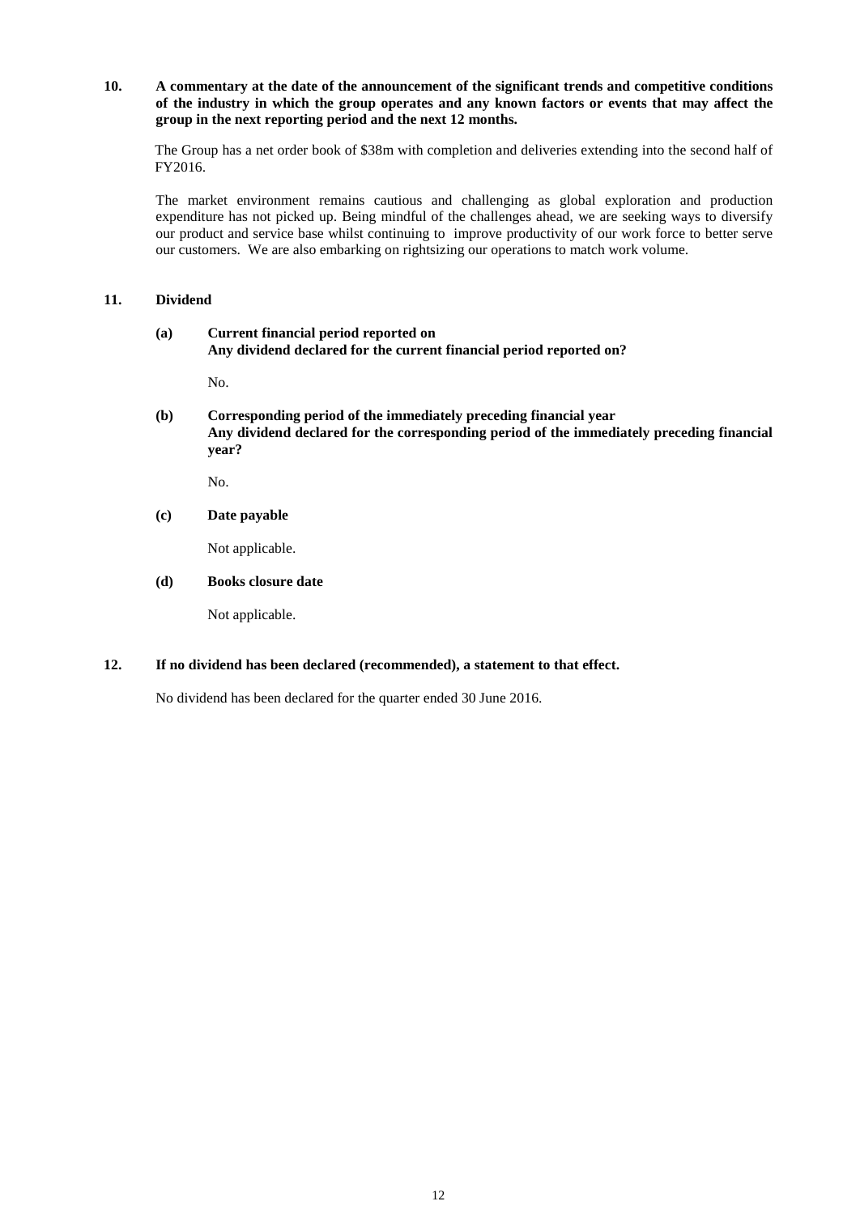**10. A commentary at the date of the announcement of the significant trends and competitive conditions of the industry in which the group operates and any known factors or events that may affect the group in the next reporting period and the next 12 months.**

The Group has a net order book of $38m with completion and deliveries extending into the second half of FY2016.

The market environment remains cautious and challenging as global exploration and production expenditure has not picked up. Being mindful of the challenges ahead, we are seeking ways to diversify our product and service base whilst continuing to improve productivity of our work force to better serve our customers. We are also embarking on rightsizing our operations to match work volume.

**11. Dividend**

**(a) Current financial period reported on**
**Any dividend declared for the current financial period reported on?**

No.

**(b) Corresponding period of the immediately preceding financial year**
**Any dividend declared for the corresponding period of the immediately preceding financial year?**

No.

**(c) Date payable**

Not applicable.

**(d) Books closure date**

Not applicable.

**12. If no dividend has been declared (recommended), a statement to that effect.**

No dividend has been declared for the quarter ended 30 June 2016.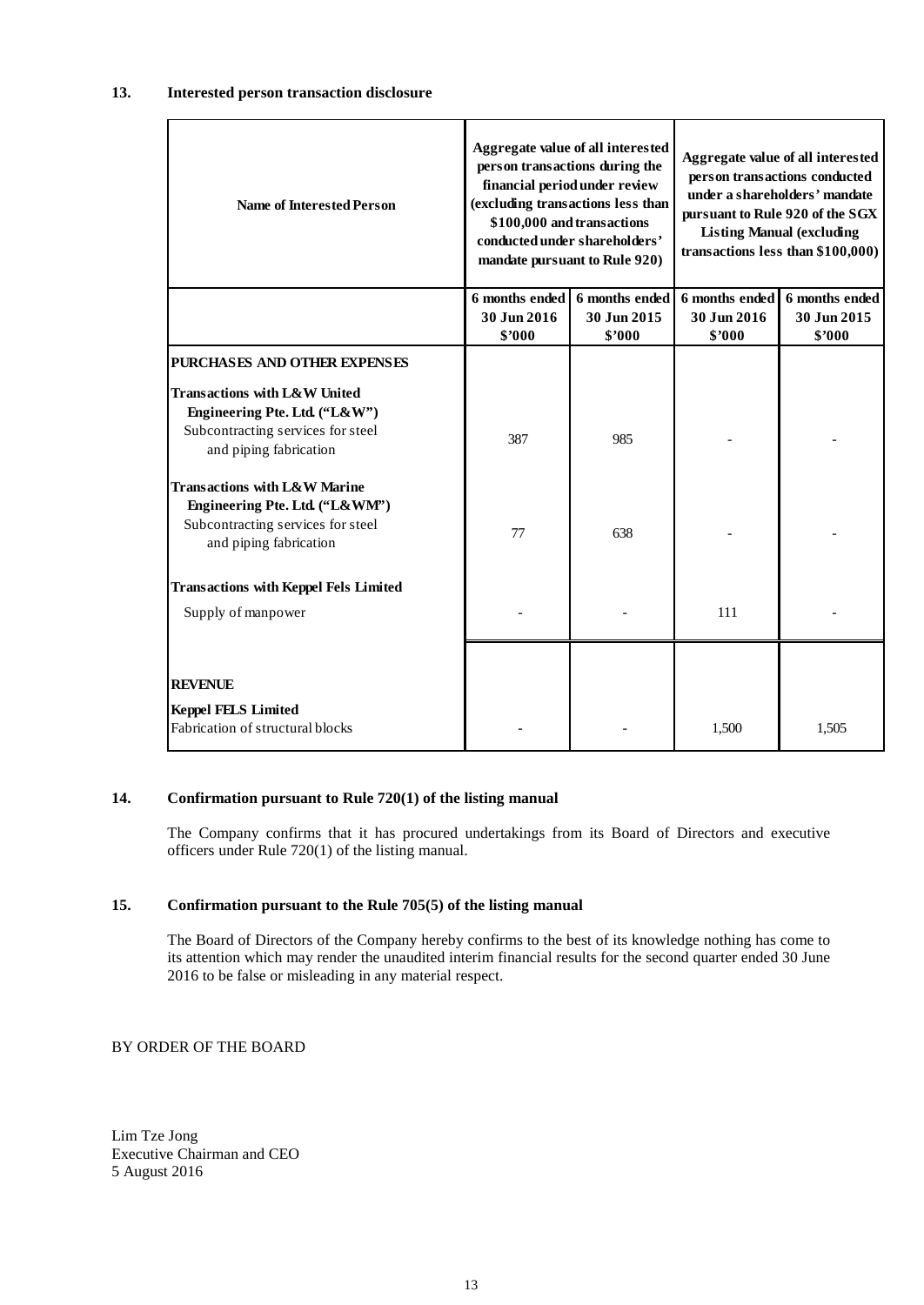## 13. Interested person transaction disclosure

| Name of Interested Person | Aggregate value of all interested person transactions during the financial period under review (excluding transactions less than $100,000 and transactions conducted under shareholders' mandate pursuant to Rule 920) | | Aggregate value of all interested person transactions conducted under a shareholders' mandate pursuant to Rule 920 of the SGX Listing Manual (excluding transactions less than $100,000) | |
|---|---|---|---|---|
| | 6 months ended 30 Jun 2016 $'000 | 6 months ended 30 Jun 2015 $'000 | 6 months ended 30 Jun 2016 $'000 | 6 months ended 30 Jun 2015 $'000 |
| **PURCHASES AND OTHER EXPENSES** | | | | |
| **Transactions with L&W United Engineering Pte. Ltd. ("L&W")** | | | | |
| Subcontracting services for steel and piping fabrication | 387 | 985 | - | - |
| **Transactions with L&W Marine Engineering Pte. Ltd. ("L&WM")** | | | | |
| Subcontracting services for steel and piping fabrication | 77 | 638 | - | - |
| **Transactions with Keppel Fels Limited** | | | | |
| Supply of manpower | - | - | 111 | - |
| **REVENUE** | | | | |
| **Keppel FELS Limited** | | | | |
| Fabrication of structural blocks | - | - | 1,500 | 1,505 |

## 14. Confirmation pursuant to Rule 720(1) of the listing manual

The Company confirms that it has procured undertakings from its Board of Directors and executive officers under Rule 720(1) of the listing manual.

## 15. Confirmation pursuant to the Rule 705(5) of the listing manual

The Board of Directors of the Company hereby confirms to the best of its knowledge nothing has come to its attention which may render the unaudited interim financial results for the second quarter ended 30 June 2016 to be false or misleading in any material respect.

BY ORDER OF THE BOARD

Lim Tze Jong
Executive Chairman and CEO
5 August 2016